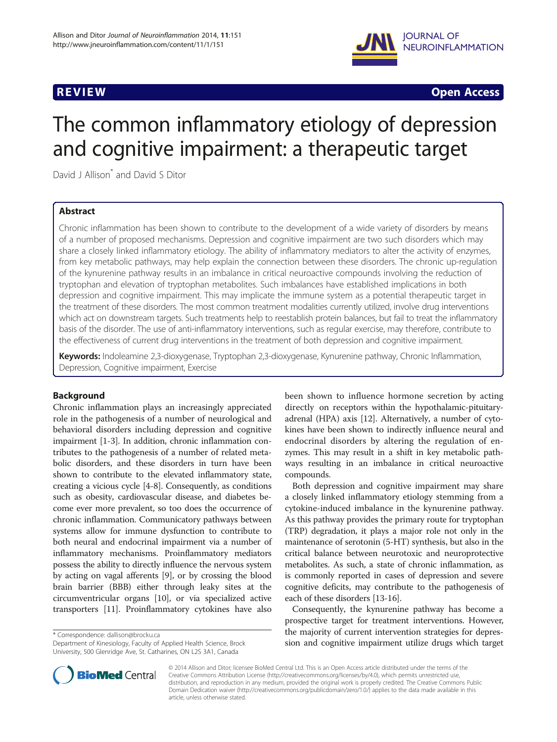REVIEW Open Access

# The common inflammatory etiology of depression and cognitive impairment: a therapeutic target

David J Allison* and David S Ditor

## Abstract

Chronic inflammation has been shown to contribute to the development of a wide variety of disorders by means of a number of proposed mechanisms. Depression and cognitive impairment are two such disorders which may share a closely linked inflammatory etiology. The ability of inflammatory mediators to alter the activity of enzymes, from key metabolic pathways, may help explain the connection between these disorders. The chronic up-regulation of the kynurenine pathway results in an imbalance in critical neuroactive compounds involving the reduction of tryptophan and elevation of tryptophan metabolites. Such imbalances have established implications in both depression and cognitive impairment. This may implicate the immune system as a potential therapeutic target in the treatment of these disorders. The most common treatment modalities currently utilized, involve drug interventions which act on downstream targets. Such treatments help to reestablish protein balances, but fail to treat the inflammatory basis of the disorder. The use of anti-inflammatory interventions, such as regular exercise, may therefore, contribute to the effectiveness of current drug interventions in the treatment of both depression and cognitive impairment.

**Keywords:** Indoleamine 2,3-dioxygenase, Tryptophan 2,3-dioxygenase, Kynurenine pathway, Chronic Inflammation, Depression, Cognitive impairment, Exercise

## Background

Chronic inflammation plays an increasingly appreciated role in the pathogenesis of a number of neurological and behavioral disorders including depression and cognitive impairment [1-3]. In addition, chronic inflammation contributes to the pathogenesis of a number of related metabolic disorders, and these disorders in turn have been shown to contribute to the elevated inflammatory state, creating a vicious cycle [4-8]. Consequently, as conditions such as obesity, cardiovascular disease, and diabetes become ever more prevalent, so too does the occurrence of chronic inflammation. Communicatory pathways between systems allow for immune dysfunction to contribute to both neural and endocrinal impairment via a number of inflammatory mechanisms. Proinflammatory mediators possess the ability to directly influence the nervous system by acting on vagal afferents [9], or by crossing the blood brain barrier (BBB) either through leaky sites at the circumventricular organs [10], or via specialized active transporters [11]. Proinflammatory cytokines have also been shown to influence hormone secretion by acting directly on receptors within the hypothalamic-pituitary-adrenal (HPA) axis [12]. Alternatively, a number of cytokines have been shown to indirectly influence neural and endocrinal disorders by altering the regulation of enzymes. This may result in a shift in key metabolic pathways resulting in an imbalance in critical neuroactive compounds.

Both depression and cognitive impairment may share a closely linked inflammatory etiology stemming from a cytokine-induced imbalance in the kynurenine pathway. As this pathway provides the primary route for tryptophan (TRP) degradation, it plays a major role not only in the maintenance of serotonin (5-HT) synthesis, but also in the critical balance between neurotoxic and neuroprotective metabolites. As such, a state of chronic inflammation, as is commonly reported in cases of depression and severe cognitive deficits, may contribute to the pathogenesis of each of these disorders [13-16].

Consequently, the kynurenine pathway has become a prospective target for treatment interventions. However, the majority of current intervention strategies for depression and cognitive impairment utilize drugs which target

\* Correspondence: dallison@brocku.ca
Department of Kinesiology, Faculty of Applied Health Science, Brock University, 500 Glenridge Ave, St. Catharines, ON L2S 3A1, Canada

© 2014 Allison and Ditor; licensee BioMed Central Ltd. This is an Open Access article distributed under the terms of the Creative Commons Attribution License (http://creativecommons.org/licenses/by/4.0), which permits unrestricted use, distribution, and reproduction in any medium, provided the original work is properly credited. The Creative Commons Public Domain Dedication waiver (http://creativecommons.org/publicdomain/zero/1.0/) applies to the data made available in this article, unless otherwise stated.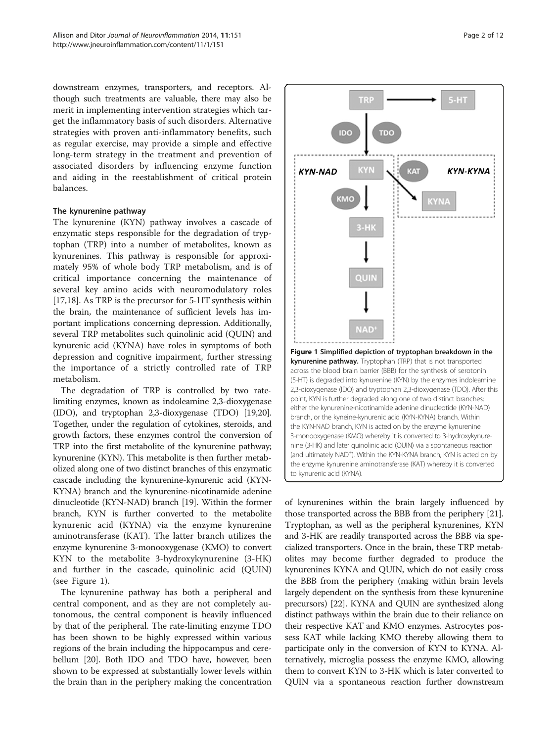downstream enzymes, transporters, and receptors. Although such treatments are valuable, there may also be merit in implementing intervention strategies which target the inflammatory basis of such disorders. Alternative strategies with proven anti-inflammatory benefits, such as regular exercise, may provide a simple and effective long-term strategy in the treatment and prevention of associated disorders by influencing enzyme function and aiding in the reestablishment of critical protein balances.

### The kynurenine pathway

The kynurenine (KYN) pathway involves a cascade of enzymatic steps responsible for the degradation of tryptophan (TRP) into a number of metabolites, known as kynurenines. This pathway is responsible for approximately 95% of whole body TRP metabolism, and is of critical importance concerning the maintenance of several key amino acids with neuromodulatory roles [17,18]. As TRP is the precursor for 5-HT synthesis within the brain, the maintenance of sufficient levels has important implications concerning depression. Additionally, several TRP metabolites such quinolinic acid (QUIN) and kynurenic acid (KYNA) have roles in symptoms of both depression and cognitive impairment, further stressing the importance of a strictly controlled rate of TRP metabolism.

The degradation of TRP is controlled by two rate-limiting enzymes, known as indoleamine 2,3-dioxygenase (IDO), and tryptophan 2,3-dioxygenase (TDO) [19,20]. Together, under the regulation of cytokines, steroids, and growth factors, these enzymes control the conversion of TRP into the first metabolite of the kynurenine pathway; kynurenine (KYN). This metabolite is then further metabolized along one of two distinct branches of this enzymatic cascade including the kynurenine-kynurenic acid (KYN-KYNA) branch and the kynurenine-nicotinamide adenine dinucleotide (KYN-NAD) branch [19]. Within the former branch, KYN is further converted to the metabolite kynurenic acid (KYNA) via the enzyme kynurenine aminotransferase (KAT). The latter branch utilizes the enzyme kynurenine 3-monooxygenase (KMO) to convert KYN to the metabolite 3-hydroxykynurenine (3-HK) and further in the cascade, quinolinic acid (QUIN) (see Figure 1).

The kynurenine pathway has both a peripheral and central component, and as they are not completely autonomous, the central component is heavily influenced by that of the peripheral. The rate-limiting enzyme TDO has been shown to be highly expressed within various regions of the brain including the hippocampus and cerebellum [20]. Both IDO and TDO have, however, been shown to be expressed at substantially lower levels within the brain than in the periphery making the concentration of kynurenines within the brain largely influenced by those transported across the BBB from the periphery [21]. Tryptophan, as well as the peripheral kynurenines, KYN and 3-HK are readily transported across the BBB via specialized transporters. Once in the brain, these TRP metabolites may become further degraded to produce the kynurenines KYNA and QUIN, which do not easily cross the BBB from the periphery (making within brain levels largely dependent on the synthesis from these kynurenine precursors) [22]. KYNA and QUIN are synthesized along distinct pathways within the brain due to their reliance on their respective KAT and KMO enzymes. Astrocytes possess KAT while lacking KMO thereby allowing them to participate only in the conversion of KYN to KYNA. Alternatively, microglia possess the enzyme KMO, allowing them to convert KYN to 3-HK which is later converted to QUIN via a spontaneous reaction further downstream

**Figure 1 Simplified depiction of tryptophan breakdown in the kynurenine pathway.** Tryptophan (TRP) that is not transported across the blood brain barrier (BBB) for the synthesis of serotonin (5-HT) is degraded into kynurenine (KYN) by the enzymes indoleamine 2,3-dioxygenase (IDO) and tryptophan 2,3-dioxygenase (TDO). After this point, KYN is further degraded along one of two distinct branches; either the kynurenine-nicotinamide adenine dinucleotide (KYN-NAD) branch, or the kyneine-kynurenic acid (KYN-KYNA) branch. Within the KYN-NAD branch, KYN is acted on by the enzyme kynurenine 3-monooxygenase (KMO) whereby it is converted to 3-hydroxykynurenine (3-HK) and later quinolinic acid (QUIN) via a spontaneous reaction (and ultimately $NAD^+$). Within the KYN-KYNA branch, KYN is acted on by the enzyme kynurenine aminotransferase (KAT) whereby it is converted to kynurenic acid (KYNA).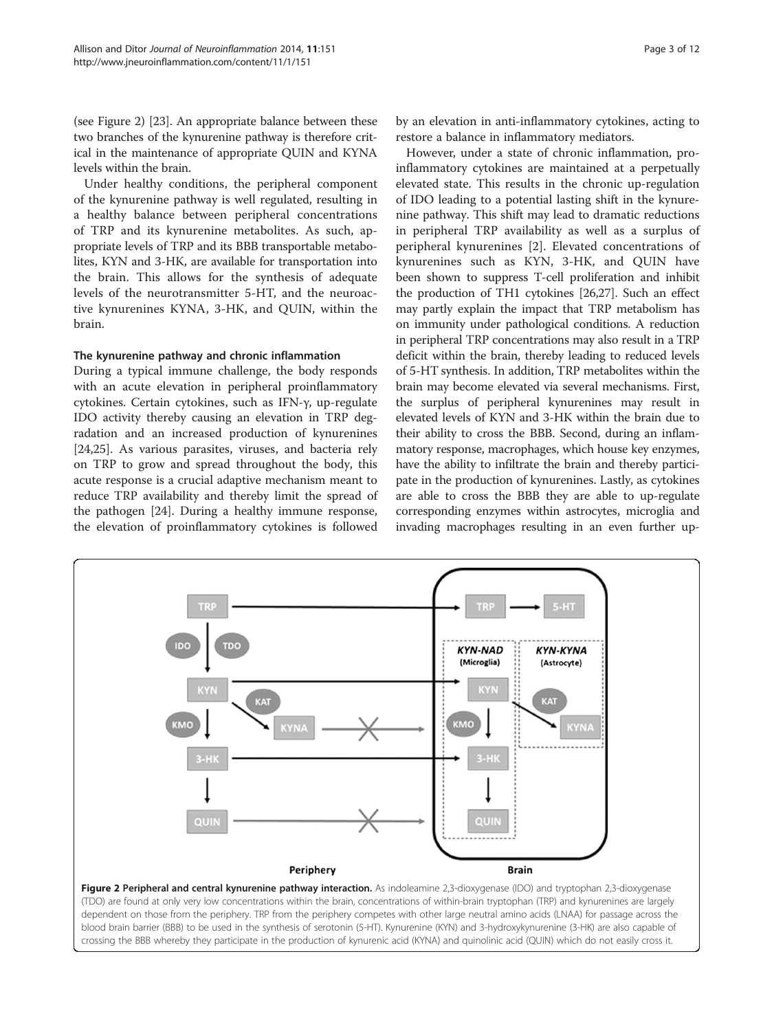(see Figure 2) [23]. An appropriate balance between these two branches of the kynurenine pathway is therefore critical in the maintenance of appropriate QUIN and KYNA levels within the brain.

Under healthy conditions, the peripheral component of the kynurenine pathway is well regulated, resulting in a healthy balance between peripheral concentrations of TRP and its kynurenine metabolites. As such, appropriate levels of TRP and its BBB transportable metabolites, KYN and 3-HK, are available for transportation into the brain. This allows for the synthesis of adequate levels of the neurotransmitter 5-HT, and the neuroactive kynurenines KYNA, 3-HK, and QUIN, within the brain.

#### The kynurenine pathway and chronic inflammation

During a typical immune challenge, the body responds with an acute elevation in peripheral proinflammatory cytokines. Certain cytokines, such as IFN-γ, up-regulate IDO activity thereby causing an elevation in TRP degradation and an increased production of kynurenines [24,25]. As various parasites, viruses, and bacteria rely on TRP to grow and spread throughout the body, this acute response is a crucial adaptive mechanism meant to reduce TRP availability and thereby limit the spread of the pathogen [24]. During a healthy immune response, the elevation of proinflammatory cytokines is followed by an elevation in anti-inflammatory cytokines, acting to restore a balance in inflammatory mediators.

However, under a state of chronic inflammation, proinflammatory cytokines are maintained at a perpetually elevated state. This results in the chronic up-regulation of IDO leading to a potential lasting shift in the kynurenine pathway. This shift may lead to dramatic reductions in peripheral TRP availability as well as a surplus of peripheral kynurenines [2]. Elevated concentrations of kynurenines such as KYN, 3-HK, and QUIN have been shown to suppress T-cell proliferation and inhibit the production of TH1 cytokines [26,27]. Such an effect may partly explain the impact that TRP metabolism has on immunity under pathological conditions. A reduction in peripheral TRP concentrations may also result in a TRP deficit within the brain, thereby leading to reduced levels of 5-HT synthesis. In addition, TRP metabolites within the brain may become elevated via several mechanisms. First, the surplus of peripheral kynurenines may result in elevated levels of KYN and 3-HK within the brain due to their ability to cross the BBB. Second, during an inflammatory response, macrophages, which house key enzymes, have the ability to infiltrate the brain and thereby participate in the production of kynurenines. Lastly, as cytokines are able to cross the BBB they are able to up-regulate corresponding enzymes within astrocytes, microglia and invading macrophages resulting in an even further up-

**Figure 2 Peripheral and central kynurenine pathway interaction.** As indoleamine 2,3-dioxygenase (IDO) and tryptophan 2,3-dioxygenase (TDO) are found at only very low concentrations within the brain, concentrations of within-brain tryptophan (TRP) and kynurenines are largely dependent on those from the periphery. TRP from the periphery competes with other large neutral amino acids (LNAA) for passage across the blood brain barrier (BBB) to be used in the synthesis of serotonin (5-HT). Kynurenine (KYN) and 3-hydroxykynurenine (3-HK) are also capable of crossing the BBB whereby they participate in the production of kynurenic acid (KYNA) and quinolinic acid (QUIN) which do not easily cross it.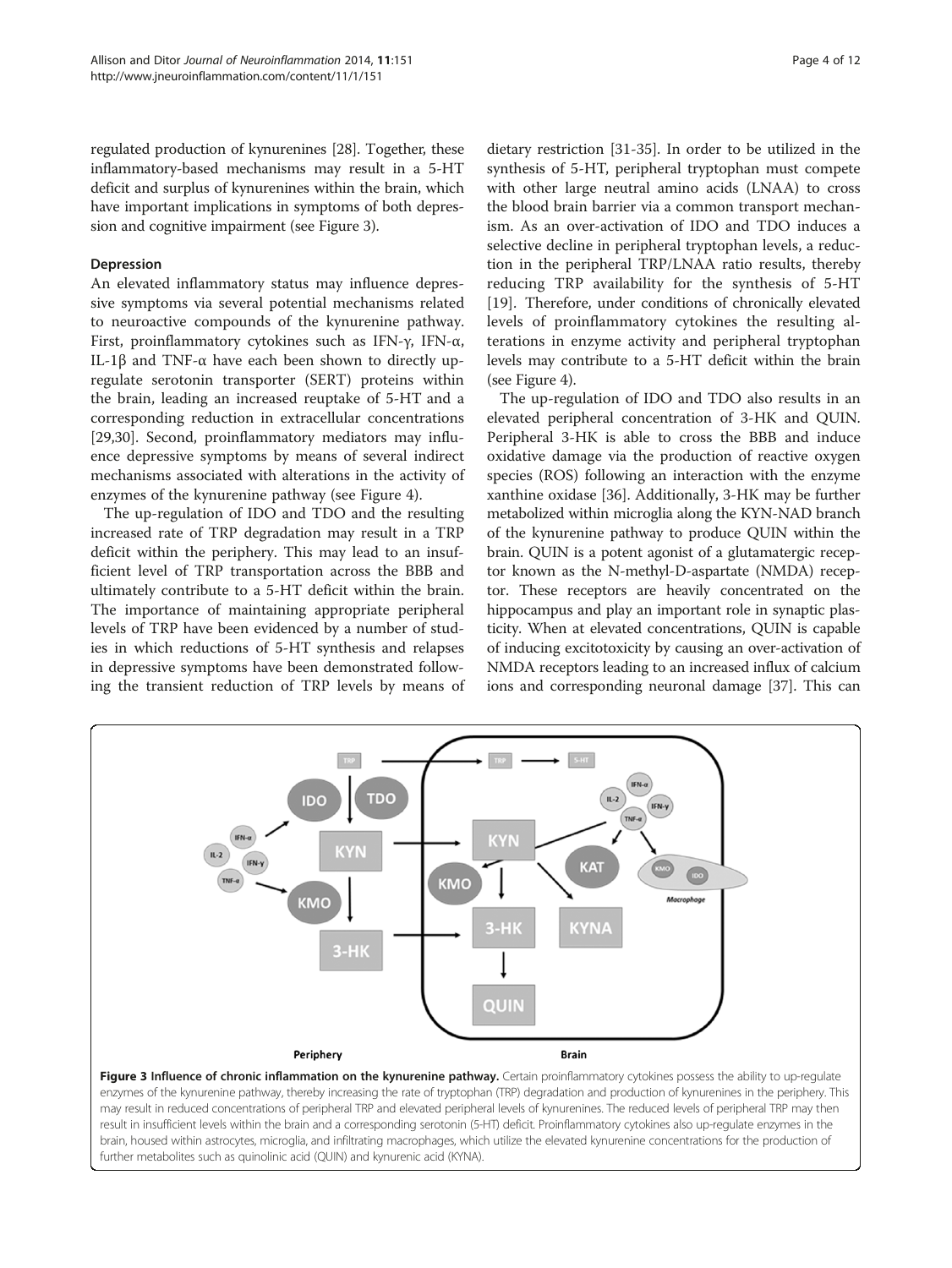regulated production of kynurenines [28]. Together, these inflammatory-based mechanisms may result in a 5-HT deficit and surplus of kynurenines within the brain, which have important implications in symptoms of both depression and cognitive impairment (see Figure 3).

### Depression

An elevated inflammatory status may influence depressive symptoms via several potential mechanisms related to neuroactive compounds of the kynurenine pathway. First, proinflammatory cytokines such as IFN-γ, IFN-α, IL-1β and TNF-α have each been shown to directly up-regulate serotonin transporter (SERT) proteins within the brain, leading an increased reuptake of 5-HT and a corresponding reduction in extracellular concentrations [29,30]. Second, proinflammatory mediators may influence depressive symptoms by means of several indirect mechanisms associated with alterations in the activity of enzymes of the kynurenine pathway (see Figure 4).

The up-regulation of IDO and TDO and the resulting increased rate of TRP degradation may result in a TRP deficit within the periphery. This may lead to an insufficient level of TRP transportation across the BBB and ultimately contribute to a 5-HT deficit within the brain. The importance of maintaining appropriate peripheral levels of TRP have been evidenced by a number of studies in which reductions of 5-HT synthesis and relapses in depressive symptoms have been demonstrated following the transient reduction of TRP levels by means of dietary restriction [31-35]. In order to be utilized in the synthesis of 5-HT, peripheral tryptophan must compete with other large neutral amino acids (LNAA) to cross the blood brain barrier via a common transport mechanism. As an over-activation of IDO and TDO induces a selective decline in peripheral tryptophan levels, a reduction in the peripheral TRP/LNAA ratio results, thereby reducing TRP availability for the synthesis of 5-HT [19]. Therefore, under conditions of chronically elevated levels of proinflammatory cytokines the resulting alterations in enzyme activity and peripheral tryptophan levels may contribute to a 5-HT deficit within the brain (see Figure 4).

The up-regulation of IDO and TDO also results in an elevated peripheral concentration of 3-HK and QUIN. Peripheral 3-HK is able to cross the BBB and induce oxidative damage via the production of reactive oxygen species (ROS) following an interaction with the enzyme xanthine oxidase [36]. Additionally, 3-HK may be further metabolized within microglia along the KYN-NAD branch of the kynurenine pathway to produce QUIN within the brain. QUIN is a potent agonist of a glutamatergic receptor known as the N-methyl-D-aspartate (NMDA) receptor. These receptors are heavily concentrated on the hippocampus and play an important role in synaptic plasticity. When at elevated concentrations, QUIN is capable of inducing excitotoxicity by causing an over-activation of NMDA receptors leading to an increased influx of calcium ions and corresponding neuronal damage [37]. This can

**Figure 3 Influence of chronic inflammation on the kynurenine pathway.** Certain proinflammatory cytokines possess the ability to up-regulate enzymes of the kynurenine pathway, thereby increasing the rate of tryptophan (TRP) degradation and production of kynurenines in the periphery. This may result in reduced concentrations of peripheral TRP and elevated peripheral levels of kynurenines. The reduced levels of peripheral TRP may then result in insufficient levels within the brain and a corresponding serotonin (5-HT) deficit. Proinflammatory cytokines also up-regulate enzymes in the brain, housed within astrocytes, microglia, and infiltrating macrophages, which utilize the elevated kynurenine concentrations for the production of further metabolites such as quinolinic acid (QUIN) and kynurenic acid (KYNA).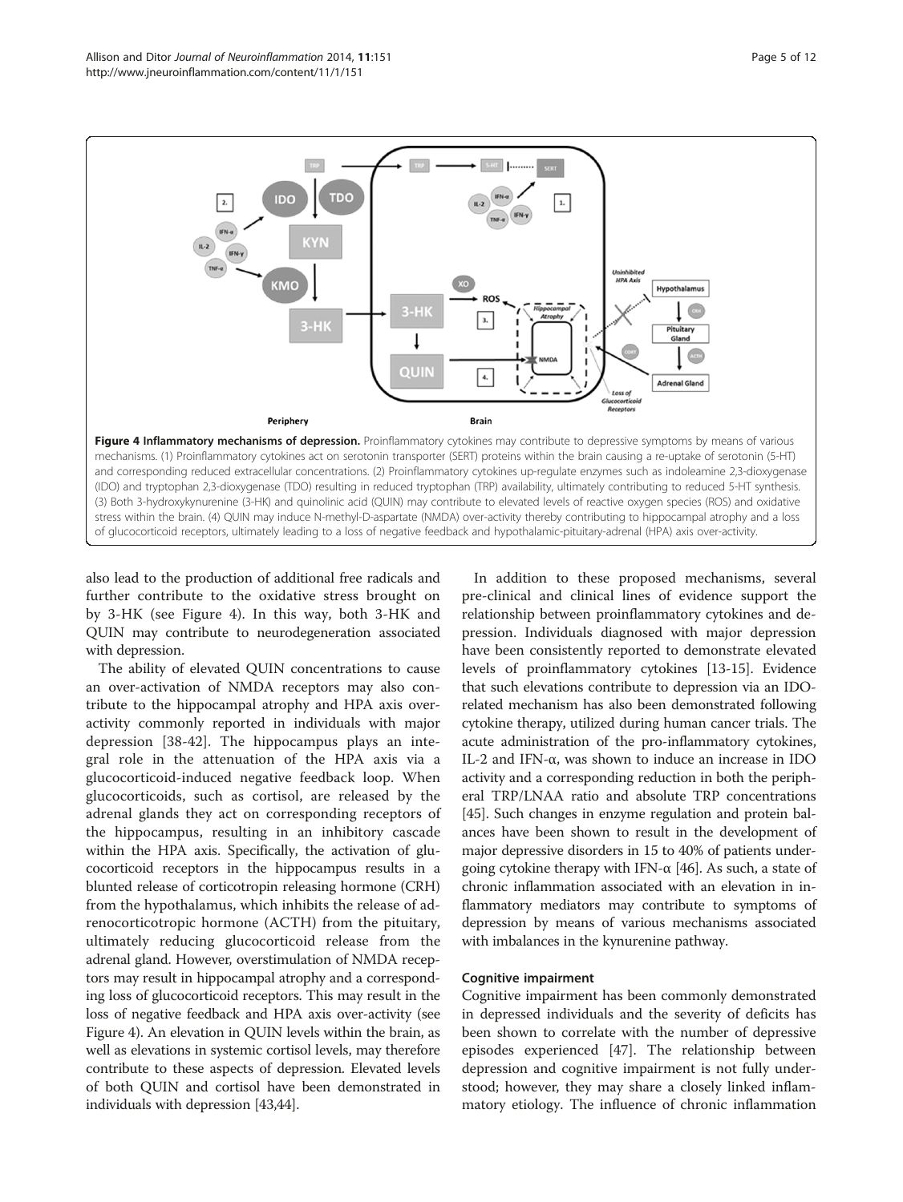Figure 4 Inflammatory mechanisms of depression. Proinflammatory cytokines may contribute to depressive symptoms by means of various mechanisms. (1) Proinflammatory cytokines act on serotonin transporter (SERT) proteins within the brain causing a re-uptake of serotonin (5-HT) and corresponding reduced extracellular concentrations. (2) Proinflammatory cytokines up-regulate enzymes such as indoleamine 2,3-dioxygenase (IDO) and tryptophan 2,3-dioxygenase (TDO) resulting in reduced tryptophan (TRP) availability, ultimately contributing to reduced 5-HT synthesis. (3) Both 3-hydroxykynurenine (3-HK) and quinolinic acid (QUIN) may contribute to elevated levels of reactive oxygen species (ROS) and oxidative stress within the brain. (4) QUIN may induce N-methyl-D-aspartate (NMDA) over-activity thereby contributing to hippocampal atrophy and a loss of glucocorticoid receptors, ultimately leading to a loss of negative feedback and hypothalamic-pituitary-adrenal (HPA) axis over-activity.

also lead to the production of additional free radicals and further contribute to the oxidative stress brought on by 3-HK (see Figure 4). In this way, both 3-HK and QUIN may contribute to neurodegeneration associated with depression.

The ability of elevated QUIN concentrations to cause an over-activation of NMDA receptors may also contribute to the hippocampal atrophy and HPA axis over-activity commonly reported in individuals with major depression [38-42]. The hippocampus plays an integral role in the attenuation of the HPA axis via a glucocorticoid-induced negative feedback loop. When glucocorticoids, such as cortisol, are released by the adrenal glands they act on corresponding receptors of the hippocampus, resulting in an inhibitory cascade within the HPA axis. Specifically, the activation of glucocorticoid receptors in the hippocampus results in a blunted release of corticotropin releasing hormone (CRH) from the hypothalamus, which inhibits the release of adrenocorticotropic hormone (ACTH) from the pituitary, ultimately reducing glucocorticoid release from the adrenal gland. However, overstimulation of NMDA receptors may result in hippocampal atrophy and a corresponding loss of glucocorticoid receptors. This may result in the loss of negative feedback and HPA axis over-activity (see Figure 4). An elevation in QUIN levels within the brain, as well as elevations in systemic cortisol levels, may therefore contribute to these aspects of depression. Elevated levels of both QUIN and cortisol have been demonstrated in individuals with depression [43,44].

In addition to these proposed mechanisms, several pre-clinical and clinical lines of evidence support the relationship between proinflammatory cytokines and depression. Individuals diagnosed with major depression have been consistently reported to demonstrate elevated levels of proinflammatory cytokines [13-15]. Evidence that such elevations contribute to depression via an IDO-related mechanism has also been demonstrated following cytokine therapy, utilized during human cancer trials. The acute administration of the pro-inflammatory cytokines, IL-2 and IFN-α, was shown to induce an increase in IDO activity and a corresponding reduction in both the peripheral TRP/LNAA ratio and absolute TRP concentrations [45]. Such changes in enzyme regulation and protein balances have been shown to result in the development of major depressive disorders in 15 to 40% of patients undergoing cytokine therapy with IFN-α [46]. As such, a state of chronic inflammation associated with an elevation in inflammatory mediators may contribute to symptoms of depression by means of various mechanisms associated with imbalances in the kynurenine pathway.

#### Cognitive impairment

Cognitive impairment has been commonly demonstrated in depressed individuals and the severity of deficits has been shown to correlate with the number of depressive episodes experienced [47]. The relationship between depression and cognitive impairment is not fully understood; however, they may share a closely linked inflammatory etiology. The influence of chronic inflammation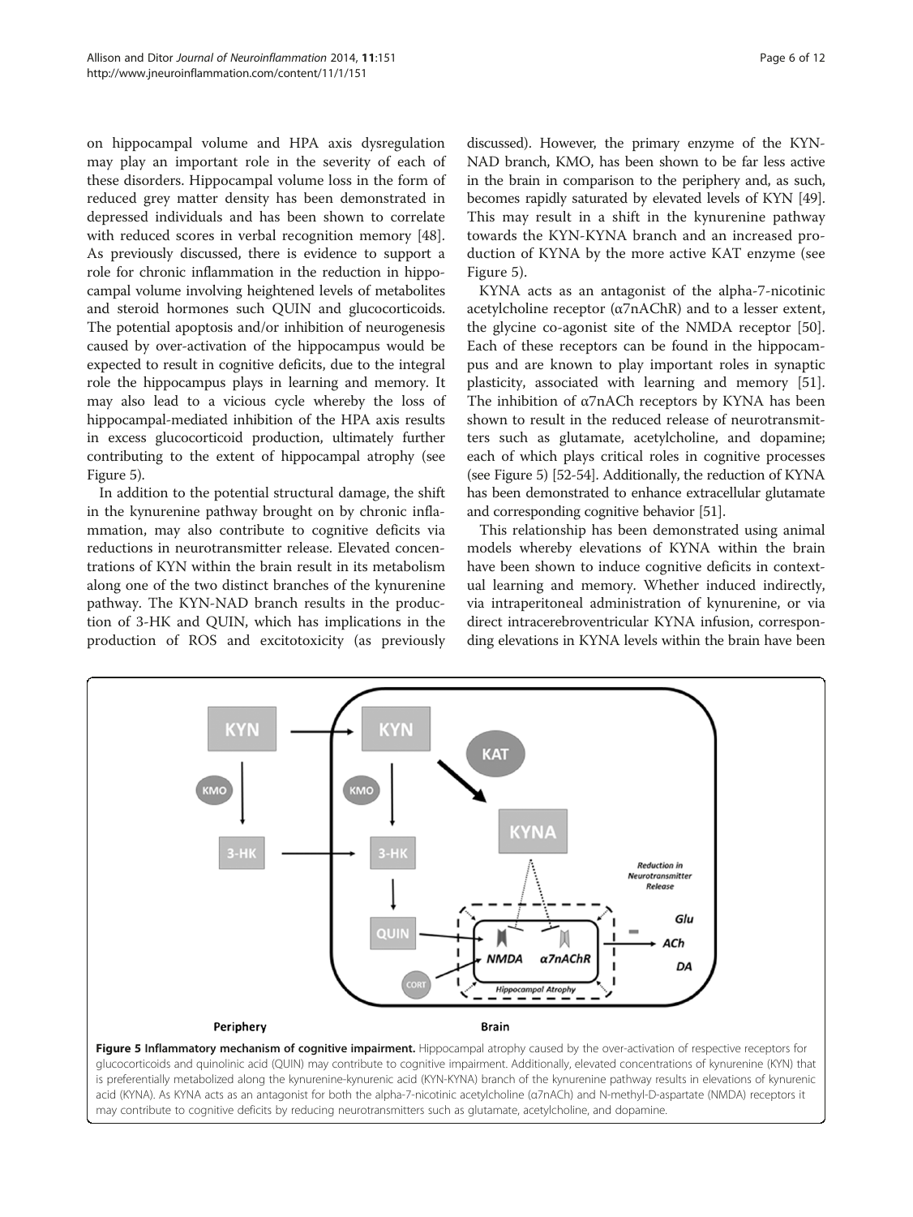on hippocampal volume and HPA axis dysregulation may play an important role in the severity of each of these disorders. Hippocampal volume loss in the form of reduced grey matter density has been demonstrated in depressed individuals and has been shown to correlate with reduced scores in verbal recognition memory [48]. As previously discussed, there is evidence to support a role for chronic inflammation in the reduction in hippocampal volume involving heightened levels of metabolites and steroid hormones such QUIN and glucocorticoids. The potential apoptosis and/or inhibition of neurogenesis caused by over-activation of the hippocampus would be expected to result in cognitive deficits, due to the integral role the hippocampus plays in learning and memory. It may also lead to a vicious cycle whereby the loss of hippocampal-mediated inhibition of the HPA axis results in excess glucocorticoid production, ultimately further contributing to the extent of hippocampal atrophy (see Figure 5).

In addition to the potential structural damage, the shift in the kynurenine pathway brought on by chronic inflammation, may also contribute to cognitive deficits via reductions in neurotransmitter release. Elevated concentrations of KYN within the brain result in its metabolism along one of the two distinct branches of the kynurenine pathway. The KYN-NAD branch results in the production of 3-HK and QUIN, which has implications in the production of ROS and excitotoxicity (as previously discussed). However, the primary enzyme of the KYN-NAD branch, KMO, has been shown to be far less active in the brain in comparison to the periphery and, as such, becomes rapidly saturated by elevated levels of KYN [49]. This may result in a shift in the kynurenine pathway towards the KYN-KYNA branch and an increased production of KYNA by the more active KAT enzyme (see Figure 5).

KYNA acts as an antagonist of the alpha-7-nicotinic acetylcholine receptor (α7nAChR) and to a lesser extent, the glycine co-agonist site of the NMDA receptor [50]. Each of these receptors can be found in the hippocampus and are known to play important roles in synaptic plasticity, associated with learning and memory [51]. The inhibition of α7nACh receptors by KYNA has been shown to result in the reduced release of neurotransmitters such as glutamate, acetylcholine, and dopamine; each of which plays critical roles in cognitive processes (see Figure 5) [52-54]. Additionally, the reduction of KYNA has been demonstrated to enhance extracellular glutamate and corresponding cognitive behavior [51].

This relationship has been demonstrated using animal models whereby elevations of KYNA within the brain have been shown to induce cognitive deficits in contextual learning and memory. Whether induced indirectly, via intraperitoneal administration of kynurenine, or via direct intracerebroventricular KYNA infusion, corresponding elevations in KYNA levels within the brain have been

**Figure 5 Inflammatory mechanism of cognitive impairment.** Hippocampal atrophy caused by the over-activation of respective receptors for glucocorticoids and quinolinic acid (QUIN) may contribute to cognitive impairment. Additionally, elevated concentrations of kynurenine (KYN) that is preferentially metabolized along the kynurenine-kynurenic acid (KYN-KYNA) branch of the kynurenine pathway results in elevations of kynurenic acid (KYNA). As KYNA acts as an antagonist for both the alpha-7-nicotinic acetylcholine (α7nACh) and N-methyl-D-aspartate (NMDA) receptors it may contribute to cognitive deficits by reducing neurotransmitters such as glutamate, acetylcholine, and dopamine.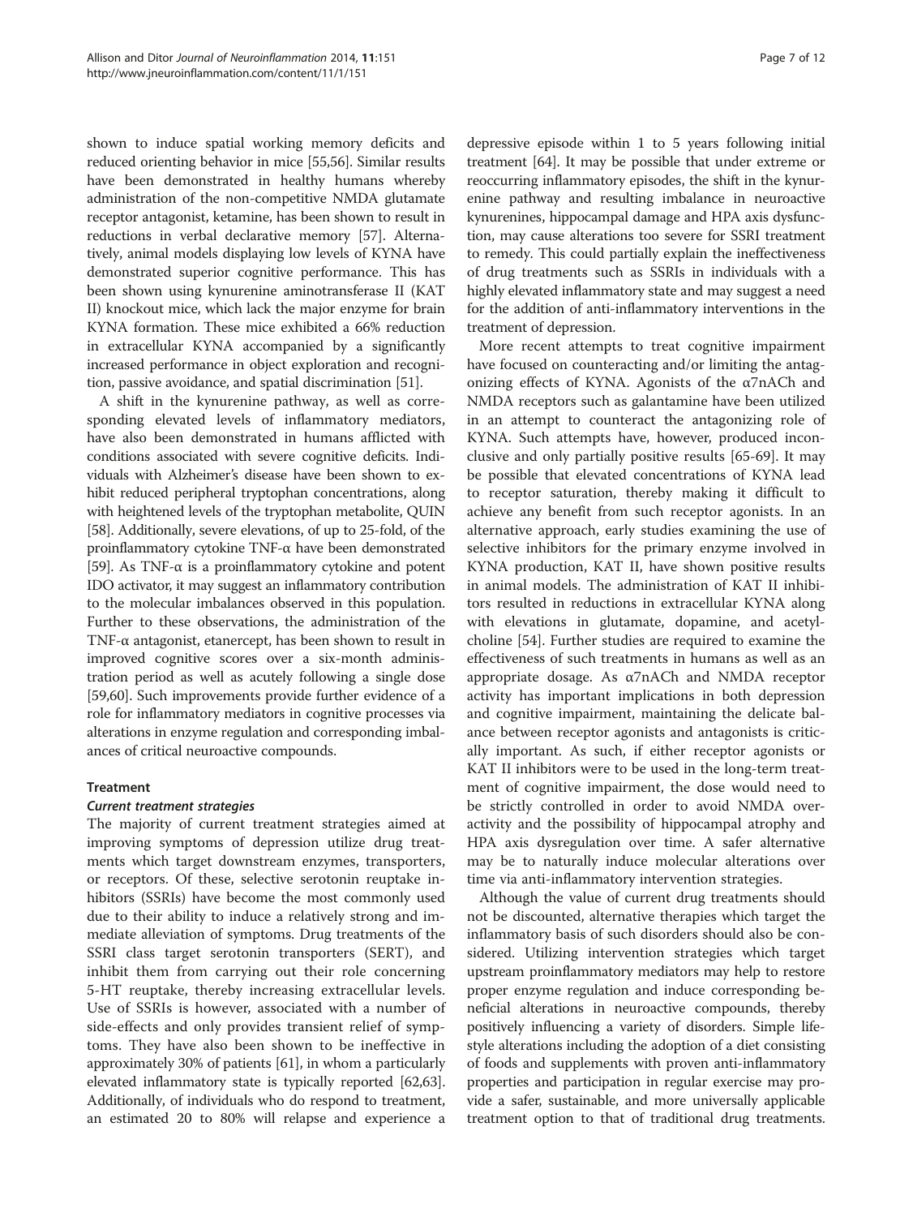shown to induce spatial working memory deficits and reduced orienting behavior in mice [55,56]. Similar results have been demonstrated in healthy humans whereby administration of the non-competitive NMDA glutamate receptor antagonist, ketamine, has been shown to result in reductions in verbal declarative memory [57]. Alternatively, animal models displaying low levels of KYNA have demonstrated superior cognitive performance. This has been shown using kynurenine aminotransferase II (KAT II) knockout mice, which lack the major enzyme for brain KYNA formation. These mice exhibited a 66% reduction in extracellular KYNA accompanied by a significantly increased performance in object exploration and recognition, passive avoidance, and spatial discrimination [51].

A shift in the kynurenine pathway, as well as corresponding elevated levels of inflammatory mediators, have also been demonstrated in humans afflicted with conditions associated with severe cognitive deficits. Individuals with Alzheimer's disease have been shown to exhibit reduced peripheral tryptophan concentrations, along with heightened levels of the tryptophan metabolite, QUIN [58]. Additionally, severe elevations, of up to 25-fold, of the proinflammatory cytokine TNF-α have been demonstrated [59]. As TNF-α is a proinflammatory cytokine and potent IDO activator, it may suggest an inflammatory contribution to the molecular imbalances observed in this population. Further to these observations, the administration of the TNF-α antagonist, etanercept, has been shown to result in improved cognitive scores over a six-month administration period as well as acutely following a single dose [59,60]. Such improvements provide further evidence of a role for inflammatory mediators in cognitive processes via alterations in enzyme regulation and corresponding imbalances of critical neuroactive compounds.

## Treatment

### *Current treatment strategies*

The majority of current treatment strategies aimed at improving symptoms of depression utilize drug treatments which target downstream enzymes, transporters, or receptors. Of these, selective serotonin reuptake inhibitors (SSRIs) have become the most commonly used due to their ability to induce a relatively strong and immediate alleviation of symptoms. Drug treatments of the SSRI class target serotonin transporters (SERT), and inhibit them from carrying out their role concerning 5-HT reuptake, thereby increasing extracellular levels. Use of SSRIs is however, associated with a number of side-effects and only provides transient relief of symptoms. They have also been shown to be ineffective in approximately 30% of patients [61], in whom a particularly elevated inflammatory state is typically reported [62,63]. Additionally, of individuals who do respond to treatment, an estimated 20 to 80% will relapse and experience a depressive episode within 1 to 5 years following initial treatment [64]. It may be possible that under extreme or reoccurring inflammatory episodes, the shift in the kynurenine pathway and resulting imbalance in neuroactive kynurenines, hippocampal damage and HPA axis dysfunction, may cause alterations too severe for SSRI treatment to remedy. This could partially explain the ineffectiveness of drug treatments such as SSRIs in individuals with a highly elevated inflammatory state and may suggest a need for the addition of anti-inflammatory interventions in the treatment of depression.

More recent attempts to treat cognitive impairment have focused on counteracting and/or limiting the antagonizing effects of KYNA. Agonists of the α7nACh and NMDA receptors such as galantamine have been utilized in an attempt to counteract the antagonizing role of KYNA. Such attempts have, however, produced inconclusive and only partially positive results [65-69]. It may be possible that elevated concentrations of KYNA lead to receptor saturation, thereby making it difficult to achieve any benefit from such receptor agonists. In an alternative approach, early studies examining the use of selective inhibitors for the primary enzyme involved in KYNA production, KAT II, have shown positive results in animal models. The administration of KAT II inhibitors resulted in reductions in extracellular KYNA along with elevations in glutamate, dopamine, and acetylcholine [54]. Further studies are required to examine the effectiveness of such treatments in humans as well as an appropriate dosage. As α7nACh and NMDA receptor activity has important implications in both depression and cognitive impairment, maintaining the delicate balance between receptor agonists and antagonists is critically important. As such, if either receptor agonists or KAT II inhibitors were to be used in the long-term treatment of cognitive impairment, the dose would need to be strictly controlled in order to avoid NMDA overactivity and the possibility of hippocampal atrophy and HPA axis dysregulation over time. A safer alternative may be to naturally induce molecular alterations over time via anti-inflammatory intervention strategies.

Although the value of current drug treatments should not be discounted, alternative therapies which target the inflammatory basis of such disorders should also be considered. Utilizing intervention strategies which target upstream proinflammatory mediators may help to restore proper enzyme regulation and induce corresponding beneficial alterations in neuroactive compounds, thereby positively influencing a variety of disorders. Simple lifestyle alterations including the adoption of a diet consisting of foods and supplements with proven anti-inflammatory properties and participation in regular exercise may provide a safer, sustainable, and more universally applicable treatment option to that of traditional drug treatments.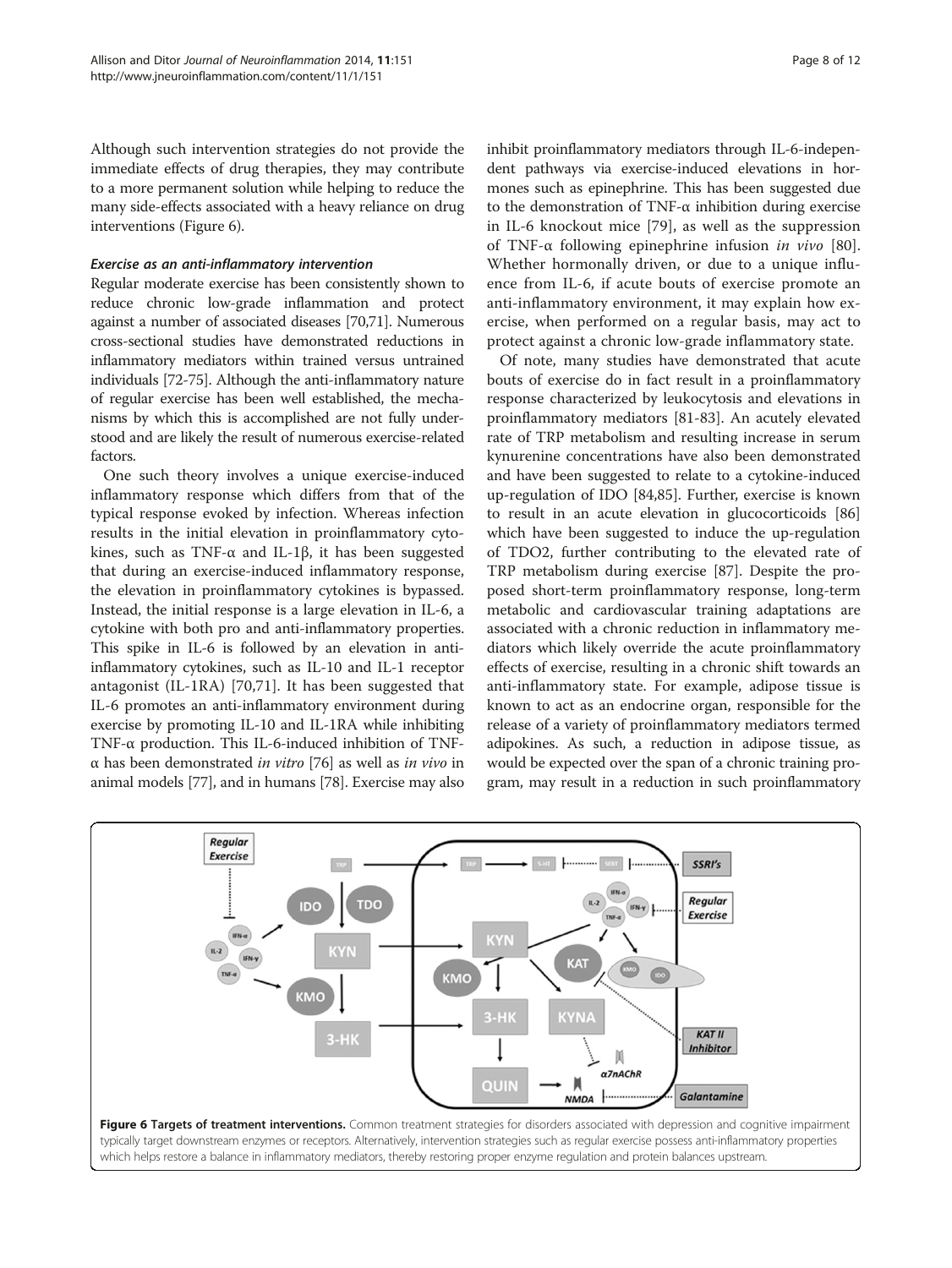Although such intervention strategies do not provide the immediate effects of drug therapies, they may contribute to a more permanent solution while helping to reduce the many side-effects associated with a heavy reliance on drug interventions (Figure 6).

#### *Exercise as an anti-inflammatory intervention*

Regular moderate exercise has been consistently shown to reduce chronic low-grade inflammation and protect against a number of associated diseases [70,71]. Numerous cross-sectional studies have demonstrated reductions in inflammatory mediators within trained versus untrained individuals [72-75]. Although the anti-inflammatory nature of regular exercise has been well established, the mechanisms by which this is accomplished are not fully understood and are likely the result of numerous exercise-related factors.

One such theory involves a unique exercise-induced inflammatory response which differs from that of the typical response evoked by infection. Whereas infection results in the initial elevation in proinflammatory cytokines, such as TNF-α and IL-1β, it has been suggested that during an exercise-induced inflammatory response, the elevation in proinflammatory cytokines is bypassed. Instead, the initial response is a large elevation in IL-6, a cytokine with both pro and anti-inflammatory properties. This spike in IL-6 is followed by an elevation in anti-inflammatory cytokines, such as IL-10 and IL-1 receptor antagonist (IL-1RA) [70,71]. It has been suggested that IL-6 promotes an anti-inflammatory environment during exercise by promoting IL-10 and IL-1RA while inhibiting TNF-α production. This IL-6-induced inhibition of TNF-α has been demonstrated *in vitro* [76] as well as *in vivo* in animal models [77], and in humans [78]. Exercise may also inhibit proinflammatory mediators through IL-6-independent pathways via exercise-induced elevations in hormones such as epinephrine. This has been suggested due to the demonstration of TNF-α inhibition during exercise in IL-6 knockout mice [79], as well as the suppression of TNF-α following epinephrine infusion *in vivo* [80]. Whether hormonally driven, or due to a unique influence from IL-6, if acute bouts of exercise promote an anti-inflammatory environment, it may explain how exercise, when performed on a regular basis, may act to protect against a chronic low-grade inflammatory state.

Of note, many studies have demonstrated that acute bouts of exercise do in fact result in a proinflammatory response characterized by leukocytosis and elevations in proinflammatory mediators [81-83]. An acutely elevated rate of TRP metabolism and resulting increase in serum kynurenine concentrations have also been demonstrated and have been suggested to relate to a cytokine-induced up-regulation of IDO [84,85]. Further, exercise is known to result in an acute elevation in glucocorticoids [86] which have been suggested to induce the up-regulation of TDO2, further contributing to the elevated rate of TRP metabolism during exercise [87]. Despite the proposed short-term proinflammatory response, long-term metabolic and cardiovascular training adaptations are associated with a chronic reduction in inflammatory mediators which likely override the acute proinflammatory effects of exercise, resulting in a chronic shift towards an anti-inflammatory state. For example, adipose tissue is known to act as an endocrine organ, responsible for the release of a variety of proinflammatory mediators termed adipokines. As such, a reduction in adipose tissue, as would be expected over the span of a chronic training program, may result in a reduction in such proinflammatory

**Figure 6 Targets of treatment interventions.** Common treatment strategies for disorders associated with depression and cognitive impairment typically target downstream enzymes or receptors. Alternatively, intervention strategies such as regular exercise possess anti-inflammatory properties which helps restore a balance in inflammatory mediators, thereby restoring proper enzyme regulation and protein balances upstream.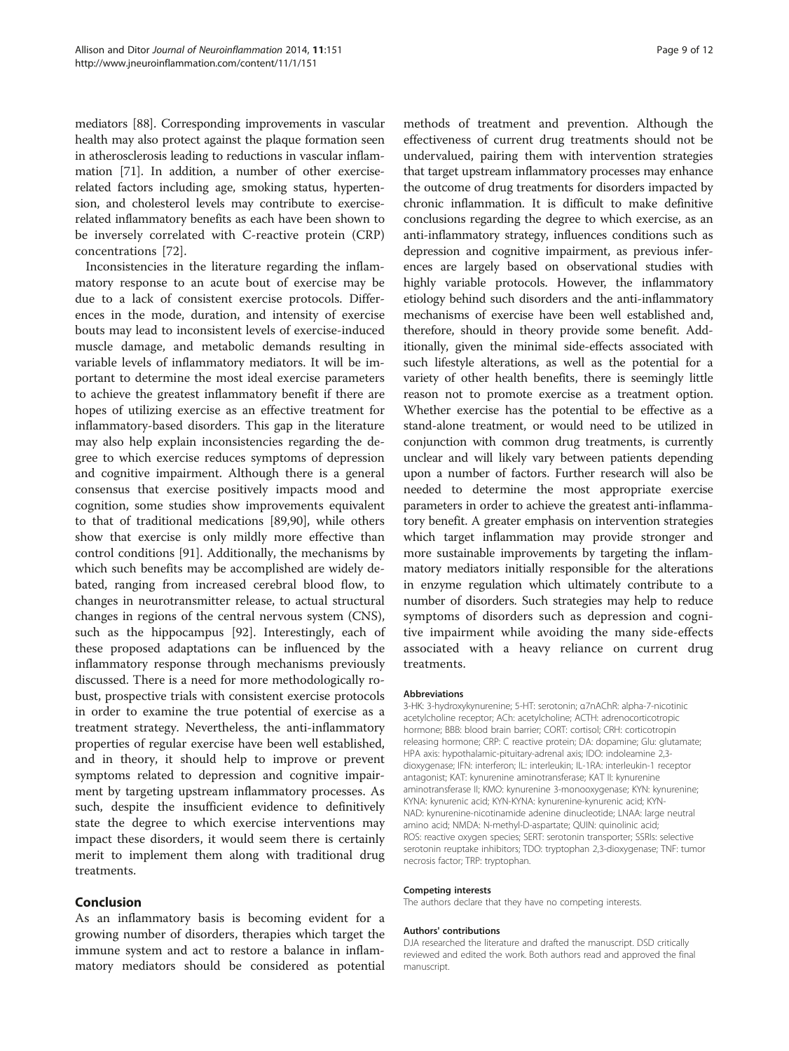mediators [88]. Corresponding improvements in vascular health may also protect against the plaque formation seen in atherosclerosis leading to reductions in vascular inflammation [71]. In addition, a number of other exercise-related factors including age, smoking status, hypertension, and cholesterol levels may contribute to exercise-related inflammatory benefits as each have been shown to be inversely correlated with C-reactive protein (CRP) concentrations [72].

Inconsistencies in the literature regarding the inflammatory response to an acute bout of exercise may be due to a lack of consistent exercise protocols. Differences in the mode, duration, and intensity of exercise bouts may lead to inconsistent levels of exercise-induced muscle damage, and metabolic demands resulting in variable levels of inflammatory mediators. It will be important to determine the most ideal exercise parameters to achieve the greatest inflammatory benefit if there are hopes of utilizing exercise as an effective treatment for inflammatory-based disorders. This gap in the literature may also help explain inconsistencies regarding the degree to which exercise reduces symptoms of depression and cognitive impairment. Although there is a general consensus that exercise positively impacts mood and cognition, some studies show improvements equivalent to that of traditional medications [89,90], while others show that exercise is only mildly more effective than control conditions [91]. Additionally, the mechanisms by which such benefits may be accomplished are widely debated, ranging from increased cerebral blood flow, to changes in neurotransmitter release, to actual structural changes in regions of the central nervous system (CNS), such as the hippocampus [92]. Interestingly, each of these proposed adaptations can be influenced by the inflammatory response through mechanisms previously discussed. There is a need for more methodologically robust, prospective trials with consistent exercise protocols in order to examine the true potential of exercise as a treatment strategy. Nevertheless, the anti-inflammatory properties of regular exercise have been well established, and in theory, it should help to improve or prevent symptoms related to depression and cognitive impairment by targeting upstream inflammatory processes. As such, despite the insufficient evidence to definitively state the degree to which exercise interventions may impact these disorders, it would seem there is certainly merit to implement them along with traditional drug treatments.

## Conclusion

As an inflammatory basis is becoming evident for a growing number of disorders, therapies which target the immune system and act to restore a balance in inflammatory mediators should be considered as potential methods of treatment and prevention. Although the effectiveness of current drug treatments should not be undervalued, pairing them with intervention strategies that target upstream inflammatory processes may enhance the outcome of drug treatments for disorders impacted by chronic inflammation. It is difficult to make definitive conclusions regarding the degree to which exercise, as an anti-inflammatory strategy, influences conditions such as depression and cognitive impairment, as previous inferences are largely based on observational studies with highly variable protocols. However, the inflammatory etiology behind such disorders and the anti-inflammatory mechanisms of exercise have been well established and, therefore, should in theory provide some benefit. Additionally, given the minimal side-effects associated with such lifestyle alterations, as well as the potential for a variety of other health benefits, there is seemingly little reason not to promote exercise as a treatment option. Whether exercise has the potential to be effective as a stand-alone treatment, or would need to be utilized in conjunction with common drug treatments, is currently unclear and will likely vary between patients depending upon a number of factors. Further research will also be needed to determine the most appropriate exercise parameters in order to achieve the greatest anti-inflammatory benefit. A greater emphasis on intervention strategies which target inflammation may provide stronger and more sustainable improvements by targeting the inflammatory mediators initially responsible for the alterations in enzyme regulation which ultimately contribute to a number of disorders. Such strategies may help to reduce symptoms of disorders such as depression and cognitive impairment while avoiding the many side-effects associated with a heavy reliance on current drug treatments.

#### Abbreviations

3-HK: 3-hydroxykynurenine; 5-HT: serotonin; α7nAChR: alpha-7-nicotinic acetylcholine receptor; ACh: acetylcholine; ACTH: adrenocorticotropic hormone; BBB: blood brain barrier; CORT: cortisol; CRH: corticotropin releasing hormone; CRP: C reactive protein; DA: dopamine; Glu: glutamate; HPA axis: hypothalamic-pituitary-adrenal axis; IDO: indoleamine 2,3-dioxygenase; IFN: interferon; IL: interleukin; IL-1RA: interleukin-1 receptor antagonist; KAT: kynurenine aminotransferase; KAT II: kynurenine aminotransferase II; KMO: kynurenine 3-monooxygenase; KYN: kynurenine; KYNA: kynurenic acid; KYN-KYNA: kynurenine-kynurenic acid; KYN-NAD: kynurenine-nicotinamide adenine dinucleotide; LNAA: large neutral amino acid; NMDA: N-methyl-D-aspartate; QUIN: quinolinic acid; ROS: reactive oxygen species; SERT: serotonin transporter; SSRIs: selective serotonin reuptake inhibitors; TDO: tryptophan 2,3-dioxygenase; TNF: tumor necrosis factor; TRP: tryptophan.

#### Competing interests

The authors declare that they have no competing interests.

#### Authors' contributions

DJA researched the literature and drafted the manuscript. DSD critically reviewed and edited the work. Both authors read and approved the final manuscript.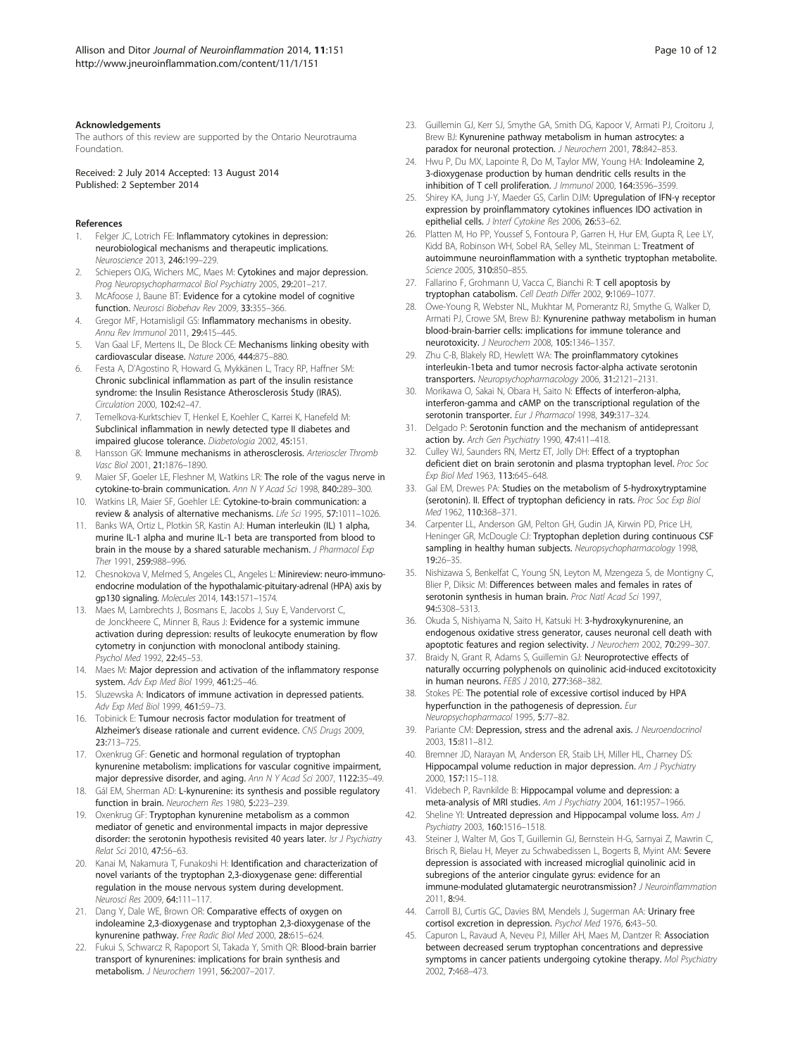#### Acknowledgements

The authors of this review are supported by the Ontario Neurotrauma Foundation.

Received: 2 July 2014 Accepted: 13 August 2014
Published: 2 September 2014

#### References

1. Felger JC, Lotrich FE: **Inflammatory cytokines in depression: neurobiological mechanisms and therapeutic implications.** *Neuroscience* 2013, **246:**199–229.
2. Schiepers OJG, Wichers MC, Maes M: **Cytokines and major depression.** *Prog Neuropsychopharmacol Biol Psychiatry* 2005, **29:**201–217.
3. McAfoose J, Baune BT: **Evidence for a cytokine model of cognitive function.** *Neurosci Biobehav Rev* 2009, **33:**355–366.
4. Gregor MF, Hotamisligil GS: **Inflammatory mechanisms in obesity.** *Annu Rev Immunol* 2011, **29:**415–445.
5. Van Gaal LF, Mertens IL, De Block CE: **Mechanisms linking obesity with cardiovascular disease.** *Nature* 2006, **444:**875–880.
6. Festa A, D'Agostino R, Howard G, Mykkänen L, Tracy RP, Haffner SM: **Chronic subclinical inflammation as part of the insulin resistance syndrome: the Insulin Resistance Atherosclerosis Study (IRAS).** *Circulation* 2000, **102:**42–47.
7. Temelkova-Kurktschiev T, Henkel E, Koehler C, Karrei K, Hanefeld M: **Subclinical inflammation in newly detected type II diabetes and impaired glucose tolerance.** *Diabetologia* 2002, **45:**151.
8. Hansson GK: **Immune mechanisms in atherosclerosis.** *Arterioscler Thromb Vasc Biol* 2001, **21:**1876–1890.
9. Maier SF, Goeler LE, Fleshner M, Watkins LR: **The role of the vagus nerve in cytokine-to-brain communication.** *Ann N Y Acad Sci* 1998, **840:**289–300.
10. Watkins LR, Maier SF, Goehler LE: **Cytokine-to-brain communication: a review & analysis of alternative mechanisms.** *Life Sci* 1995, **57:**1011–1026.
11. Banks WA, Ortiz L, Plotkin SR, Kastin AJ: **Human interleukin (IL) 1 alpha, murine IL-1 alpha and murine IL-1 beta are transported from blood to brain in the mouse by a shared saturable mechanism.** *J Pharmacol Exp Ther* 1991, **259:**988–996.
12. Chesnokova V, Melmed S, Angeles CL, Angeles L: **Minireview: neuro-immuno-endocrine modulation of the hypothalamic-pituitary-adrenal (HPA) axis by gp130 signaling.** *Molecules* 2014, **143:**1571–1574.
13. Maes M, Lambrechts J, Bosmans E, Jacobs J, Suy E, Vandervorst C, de Jonckheere C, Minner B, Raus J: **Evidence for a systemic immune activation during depression: results of leukocyte enumeration by flow cytometry in conjunction with monoclonal antibody staining.** *Psychol Med* 1992, **22:**45–53.
14. Maes M: **Major depression and activation of the inflammatory response system.** *Adv Exp Med Biol* 1999, **461:**25–46.
15. Sluzewska A: **Indicators of immune activation in depressed patients.** *Adv Exp Med Biol* 1999, **461:**59–73.
16. Tobinick E: **Tumour necrosis factor modulation for treatment of Alzheimer's disease rationale and current evidence.** *CNS Drugs* 2009, **23:**713–725.
17. Oxenkrug GF: **Genetic and hormonal regulation of tryptophan kynurenine metabolism: implications for vascular cognitive impairment, major depressive disorder, and aging.** *Ann N Y Acad Sci* 2007, **1122:**35–49.
18. Gál EM, Sherman AD: **L-kynurenine: its synthesis and possible regulatory function in brain.** *Neurochem Res* 1980, **5:**223–239.
19. Oxenkrug GF: **Tryptophan kynurenine metabolism as a common mediator of genetic and environmental impacts in major depressive disorder: the serotonin hypothesis revisited 40 years later.** *Isr J Psychiatry Relat Sci* 2010, **47:**56–63.
20. Kanai M, Nakamura T, Funakoshi H: **Identification and characterization of novel variants of the tryptophan 2,3-dioxygenase gene: differential regulation in the mouse nervous system during development.** *Neurosci Res* 2009, **64:**111–117.
21. Dang Y, Dale WE, Brown OR: **Comparative effects of oxygen on indoleamine 2,3-dioxygenase and tryptophan 2,3-dioxygenase of the kynurenine pathway.** *Free Radic Biol Med* 2000, **28:**615–624.
22. Fukui S, Schwarcz R, Rapoport SI, Takada Y, Smith QR: **Blood-brain barrier transport of kynurenines: implications for brain synthesis and metabolism.** *J Neurochem* 1991, **56:**2007–2017.
23. Guillemin GJ, Kerr SJ, Smythe GA, Smith DG, Kapoor V, Armati PJ, Croitoru J, Brew BJ: **Kynurenine pathway metabolism in human astrocytes: a paradox for neuronal protection.** *J Neurochem* 2001, **78:**842–853.
24. Hwu P, Du MX, Lapointe R, Do M, Taylor MW, Young HA: **Indoleamine 2, 3-dioxygenase production by human dendritic cells results in the inhibition of T cell proliferation.** *J Immunol* 2000, **164:**3596–3599.
25. Shirey KA, Jung J-Y, Maeder GS, Carlin DJM: **Upregulation of IFN-γ receptor expression by proinflammatory cytokines influences IDO activation in epithelial cells.** *J Interf Cytokine Res* 2006, **26:**53–62.
26. Platten M, Ho PP, Youssef S, Fontoura P, Garren H, Hur EM, Gupta R, Lee LY, Kidd BA, Robinson WH, Sobel RA, Selley ML, Steinman L: **Treatment of autoimmune neuroinflammation with a synthetic tryptophan metabolite.** *Science* 2005, **310:**850–855.
27. Fallarino F, Grohmann U, Vacca C, Bianchi R: **T cell apoptosis by tryptophan catabolism.** *Cell Death Differ* 2002, **9:**1069–1077.
28. Owe-Young R, Webster NL, Mukhtar M, Pomerantz RJ, Smythe G, Walker D, Armati PJ, Crowe SM, Brew BJ: **Kynurenine pathway metabolism in human blood-brain-barrier cells: implications for immune tolerance and neurotoxicity.** *J Neurochem* 2008, **105:**1346–1357.
29. Zhu C-B, Blakely RD, Hewlett WA: **The proinflammatory cytokines interleukin-1beta and tumor necrosis factor-alpha activate serotonin transporters.** *Neuropsychopharmacology* 2006, **31:**2121–2131.
30. Morikawa O, Sakai N, Obara H, Saito N: **Effects of interferon-alpha, interferon-gamma and cAMP on the transcriptional regulation of the serotonin transporter.** *Eur J Pharmacol* 1998, **349:**317–324.
31. Delgado P: **Serotonin function and the mechanism of antidepressant action by.** *Arch Gen Psychiatry* 1990, **47:**411–418.
32. Culley WJ, Saunders RN, Mertz ET, Jolly DH: **Effect of a tryptophan deficient diet on brain serotonin and plasma tryptophan level.** *Proc Soc Exp Biol Med* 1963, **113:**645–648.
33. Gal EM, Drewes PA: **Studies on the metabolism of 5-hydroxytryptamine (serotonin). II. Effect of tryptophan deficiency in rats.** *Proc Soc Exp Biol Med* 1962, **110:**368–371.
34. Carpenter LL, Anderson GM, Pelton GH, Gudin JA, Kirwin PD, Price LH, Heninger GR, McDougle CJ: **Tryptophan depletion during continuous CSF sampling in healthy human subjects.** *Neuropsychopharmacology* 1998, **19:**26–35.
35. Nishizawa S, Benkelfat C, Young SN, Leyton M, Mzengeza S, de Montigny C, Blier P, Diksic M: **Differences between males and females in rates of serotonin synthesis in human brain.** *Proc Natl Acad Sci* 1997, **94:**5308–5313.
36. Okuda S, Nishiyama N, Saito H, Katsuki H: **3-hydroxykynurenine, an endogenous oxidative stress generator, causes neuronal cell death with apoptotic features and region selectivity.** *J Neurochem* 2002, **70:**299–307.
37. Braidy N, Grant R, Adams S, Guillemin GJ: **Neuroprotective effects of naturally occurring polyphenols on quinolinic acid-induced excitotoxicity in human neurons.** *FEBS J* 2010, **277:**368–382.
38. Stokes PE: **The potential role of excessive cortisol induced by HPA hyperfunction in the pathogenesis of depression.** *Eur Neuropsychopharmacol* 1995, **5:**77–82.
39. Pariante CM: **Depression, stress and the adrenal axis.** *J Neuroendocrinol* 2003, **15:**811–812.
40. Bremner JD, Narayan M, Anderson ER, Staib LH, Miller HL, Charney DS: **Hippocampal volume reduction in major depression.** *Am J Psychiatry* 2000, **157:**115–118.
41. Videbech P, Ravnkilde B: **Hippocampal volume and depression: a meta-analysis of MRI studies.** *Am J Psychiatry* 2004, **161:**1957–1966.
42. Sheline YI: **Untreated depression and Hippocampal volume loss.** *Am J Psychiatry* 2003, **160:**1516–1518.
43. Steiner J, Walter M, Gos T, Guillemin GJ, Bernstein H-G, Sarnyai Z, Mawrin C, Brisch R, Bielau H, Meyer zu Schwabedissen L, Bogerts B, Myint AM: **Severe depression is associated with increased microglial quinolinic acid in subregions of the anterior cingulate gyrus: evidence for an immune-modulated glutamatergic neurotransmission?** *J Neuroinflammation* 2011, **8:**94.
44. Carroll BJ, Curtis GC, Davies BM, Mendels J, Sugerman AA: **Urinary free cortisol excretion in depression.** *Psychol Med* 1976, **6:**43–50.
45. Capuron L, Ravaud A, Neveu PJ, Miller AH, Maes M, Dantzer R: **Association between decreased serum tryptophan concentrations and depressive symptoms in cancer patients undergoing cytokine therapy.** *Mol Psychiatry* 2002, **7:**468–473.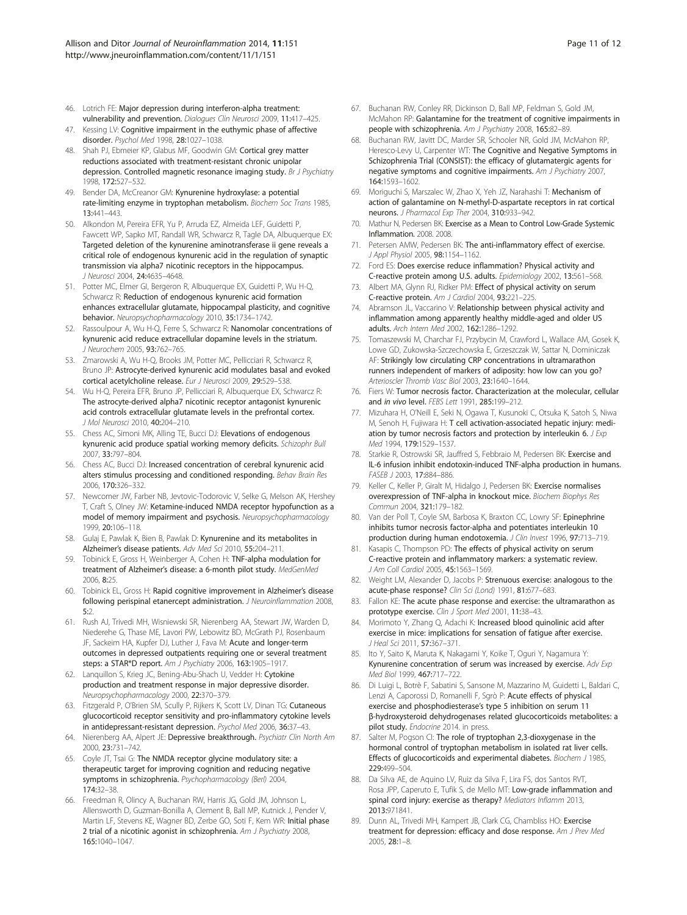46. Lotrich FE: **Major depression during interferon-alpha treatment: vulnerability and prevention.** *Dialogues Clin Neurosci* 2009, **11:**417–425.
47. Kessing LV: **Cognitive impairment in the euthymic phase of affective disorder.** *Psychol Med* 1998, **28:**1027–1038.
48. Shah PJ, Ebmeier KP, Glabus MF, Goodwin GM: **Cortical grey matter reductions associated with treatment-resistant chronic unipolar depression. Controlled magnetic resonance imaging study.** *Br J Psychiatry* 1998, **172:**527–532.
49. Bender DA, McCreanor GM: **Kynurenine hydroxylase: a potential rate-limiting enzyme in tryptophan metabolism.** *Biochem Soc Trans* 1985, **13:**441–443.
50. Alkondon M, Pereira EFR, Yu P, Arruda EZ, Almeida LEF, Guidetti P, Fawcett WP, Sapko MT, Randall WR, Schwarcz R, Tagle DA, Albuquerque EX: **Targeted deletion of the kynurenine aminotransferase ii gene reveals a critical role of endogenous kynurenic acid in the regulation of synaptic transmission via alpha7 nicotinic receptors in the hippocampus.** *J Neurosci* 2004, **24:**4635–4648.
51. Potter MC, Elmer GI, Bergeron R, Albuquerque EX, Guidetti P, Wu H-Q, Schwarcz R: **Reduction of endogenous kynurenic acid formation enhances extracellular glutamate, hippocampal plasticity, and cognitive behavior.** *Neuropsychopharmacology* 2010, **35:**1734–1742.
52. Rassoulpour A, Wu H-Q, Ferre S, Schwarcz R: **Nanomolar concentrations of kynurenic acid reduce extracellular dopamine levels in the striatum.** *J Neurochem* 2005, **93:**762–765.
53. Zmarowski A, Wu H-Q, Brooks JM, Potter MC, Pellicciari R, Schwarcz R, Bruno JP: **Astrocyte-derived kynurenic acid modulates basal and evoked cortical acetylcholine release.** *Eur J Neurosci* 2009, **29:**529–538.
54. Wu H-Q, Pereira EFR, Bruno JP, Pellicciari R, Albuquerque EX, Schwarcz R: **The astrocyte-derived alpha7 nicotinic receptor antagonist kynurenic acid controls extracellular glutamate levels in the prefrontal cortex.** *J Mol Neurosci* 2010, **40:**204–210.
55. Chess AC, Simoni MK, Alling TE, Bucci DJ: **Elevations of endogenous kynurenic acid produce spatial working memory deficits.** *Schizophr Bull* 2007, **33:**797–804.
56. Chess AC, Bucci DJ: **Increased concentration of cerebral kynurenic acid alters stimulus processing and conditioned responding.** *Behav Brain Res* 2006, **170:**326–332.
57. Newcomer JW, Farber NB, Jevtovic-Todorovic V, Selke G, Melson AK, Hershey T, Craft S, Olney JW: **Ketamine-induced NMDA receptor hypofunction as a model of memory impairment and psychosis.** *Neuropsychopharmacology* 1999, **20:**106–118.
58. Gulaj E, Pawlak K, Bien B, Pawlak D: **Kynurenine and its metabolites in Alzheimer's disease patients.** *Adv Med Sci* 2010, **55:**204–211.
59. Tobinick E, Gross H, Weinberger A, Cohen H: **TNF-alpha modulation for treatment of Alzheimer's disease: a 6-month pilot study.** *MedGenMed* 2006, **8:**25.
60. Tobinick EL, Gross H: **Rapid cognitive improvement in Alzheimer's disease following perispinal etanercept administration.** *J Neuroinflammation* 2008, **5:**2.
61. Rush AJ, Trivedi MH, Wisniewski SR, Nierenberg AA, Stewart JW, Warden D, Niederehe G, Thase ME, Lavori PW, Lebowitz BD, McGrath PJ, Rosenbaum JF, Sackeim HA, Kupfer DJ, Luther J, Fava M: **Acute and longer-term outcomes in depressed outpatients requiring one or several treatment steps: a STAR*D report.** *Am J Psychiatry* 2006, **163:**1905–1917.
62. Lanquillon S, Krieg JC, Bening-Abu-Shach U, Vedder H: **Cytokine production and treatment response in major depressive disorder.** *Neuropsychopharmacology* 2000, **22:**370–379.
63. Fitzgerald P, O'Brien SM, Scully P, Rijkers K, Scott LV, Dinan TG: **Cutaneous glucocorticoid receptor sensitivity and pro-inflammatory cytokine levels in antidepressant-resistant depression.** *Psychol Med* 2006, **36:**37–43.
64. Nierenberg AA, Alpert JE: **Depressive breakthrough.** *Psychiatr Clin North Am* 2000, **23:**731–742.
65. Coyle JT, Tsai G: **The NMDA receptor glycine modulatory site: a therapeutic target for improving cognition and reducing negative symptoms in schizophrenia.** *Psychopharmacology (Berl)* 2004, **174:**32–38.
66. Freedman R, Olincy A, Buchanan RW, Harris JG, Gold JM, Johnson L, Allensworth D, Guzman-Bonilla A, Clement B, Ball MP, Kutnick J, Pender V, Martin LF, Stevens KE, Wagner BD, Zerbe GO, Soti F, Kem WR: **Initial phase 2 trial of a nicotinic agonist in schizophrenia.** *Am J Psychiatry* 2008, **165:**1040–1047.
67. Buchanan RW, Conley RR, Dickinson D, Ball MP, Feldman S, Gold JM, McMahon RP: **Galantamine for the treatment of cognitive impairments in people with schizophrenia.** *Am J Psychiatry* 2008, **165:**82–89.
68. Buchanan RW, Javitt DC, Marder SR, Schooler NR, Gold JM, McMahon RP, Heresco-Levy U, Carpenter WT: **The Cognitive and Negative Symptoms in Schizophrenia Trial (CONSIST): the efficacy of glutamatergic agents for negative symptoms and cognitive impairments.** *Am J Psychiatry* 2007, **164:**1593–1602.
69. Moriguchi S, Marszalec W, Zhao X, Yeh JZ, Narahashi T: **Mechanism of action of galantamine on N-methyl-D-aspartate receptors in rat cortical neurons.** *J Pharmacol Exp Ther* 2004, **310:**933–942.
70. Mathur N, Pedersen BK: **Exercise as a Mean to Control Low-Grade Systemic Inflammation.** 2008. 2008.
71. Petersen AMW, Pedersen BK: **The anti-inflammatory effect of exercise.** *J Appl Physiol* 2005, **98:**1154–1162.
72. Ford ES: **Does exercise reduce inflammation? Physical activity and C-reactive protein among U.S. adults.** *Epidemiology* 2002, **13:**561–568.
73. Albert MA, Glynn RJ, Ridker PM: **Effect of physical activity on serum C-reactive protein.** *Am J Cardiol* 2004, **93:**221–225.
74. Abramson JL, Vaccarino V: **Relationship between physical activity and inflammation among apparently healthy middle-aged and older US adults.** *Arch Intern Med* 2002, **162:**1286–1292.
75. Tomaszewski M, Charchar FJ, Przybycin M, Crawford L, Wallace AM, Gosek K, Lowe GD, Zukowska-Szczechowska E, Grzeszczak W, Sattar N, Dominiczak AF: **Strikingly low circulating CRP concentrations in ultramarathon runners independent of markers of adiposity: how low can you go?** *Arterioscler Thromb Vasc Biol* 2003, **23:**1640–1644.
76. Fiers W: **Tumor necrosis factor. Characterization at the molecular, cellular and *in vivo* level.** *FEBS Lett* 1991, **285:**199–212.
77. Mizuhara H, O'Neill E, Seki N, Ogawa T, Kusunoki C, Otsuka K, Satoh S, Niwa M, Senoh H, Fujiwara H: **T cell activation-associated hepatic injury: mediation by tumor necrosis factors and protection by interleukin 6.** *J Exp Med* 1994, **179:**1529–1537.
78. Starkie R, Ostrowski SR, Jauffred S, Febbraio M, Pedersen BK: **Exercise and IL-6 infusion inhibit endotoxin-induced TNF-alpha production in humans.** *FASEB J* 2003, **17:**884–886.
79. Keller C, Keller P, Giralt M, Hidalgo J, Pedersen BK: **Exercise normalises overexpression of TNF-alpha in knockout mice.** *Biochem Biophys Res Commun* 2004, **321:**179–182.
80. Van der Poll T, Coyle SM, Barbosa K, Braxton CC, Lowry SF: **Epinephrine inhibits tumor necrosis factor-alpha and potentiates interleukin 10 production during human endotoxemia.** *J Clin Invest* 1996, **97:**713–719.
81. Kasapis C, Thompson PD: **The effects of physical activity on serum C-reactive protein and inflammatory markers: a systematic review.** *J Am Coll Cardiol* 2005, **45:**1563–1569.
82. Weight LM, Alexander D, Jacobs P: **Strenuous exercise: analogous to the acute-phase response?** *Clin Sci (Lond)* 1991, **81:**677–683.
83. Fallon KE: **The acute phase response and exercise: the ultramarathon as prototype exercise.** *Clin J Sport Med* 2001, **11:**38–43.
84. Morimoto Y, Zhang Q, Adachi K: **Increased blood quinolinic acid after exercise in mice: implications for sensation of fatigue after exercise.** *J Heal Sci* 2011, **57:**367–371.
85. Ito Y, Saito K, Maruta K, Nakagami Y, Koike T, Oguri Y, Nagamura Y: **Kynurenine concentration of serum was increased by exercise.** *Adv Exp Med Biol* 1999, **467:**717–722.
86. Di Luigi L, Botrè F, Sabatini S, Sansone M, Mazzarino M, Guidetti L, Baldari C, Lenzi A, Caporossi D, Romanelli F, Sgrò P: **Acute effects of physical exercise and phosphodiesterase's type 5 inhibition on serum 11 β-hydroxysteroid dehydrogenases related glucocorticoids metabolites: a pilot study.** *Endocrine* 2014. in press.
87. Salter M, Pogson CI: **The role of tryptophan 2,3-dioxygenase in the hormonal control of tryptophan metabolism in isolated rat liver cells. Effects of glucocorticoids and experimental diabetes.** *Biochem J* 1985, **229:**499–504.
88. Da Silva AE, de Aquino LV, Ruiz da Silva F, Lira FS, dos Santos RVT, Rosa JPP, Caperuto E, Tufik S, de Mello MT: **Low-grade inflammation and spinal cord injury: exercise as therapy?** *Mediators Inflamm* 2013, **2013:**971841.
89. Dunn AL, Trivedi MH, Kampert JB, Clark CG, Chambliss HO: **Exercise treatment for depression: efficacy and dose response.** *Am J Prev Med* 2005, **28:**1–8.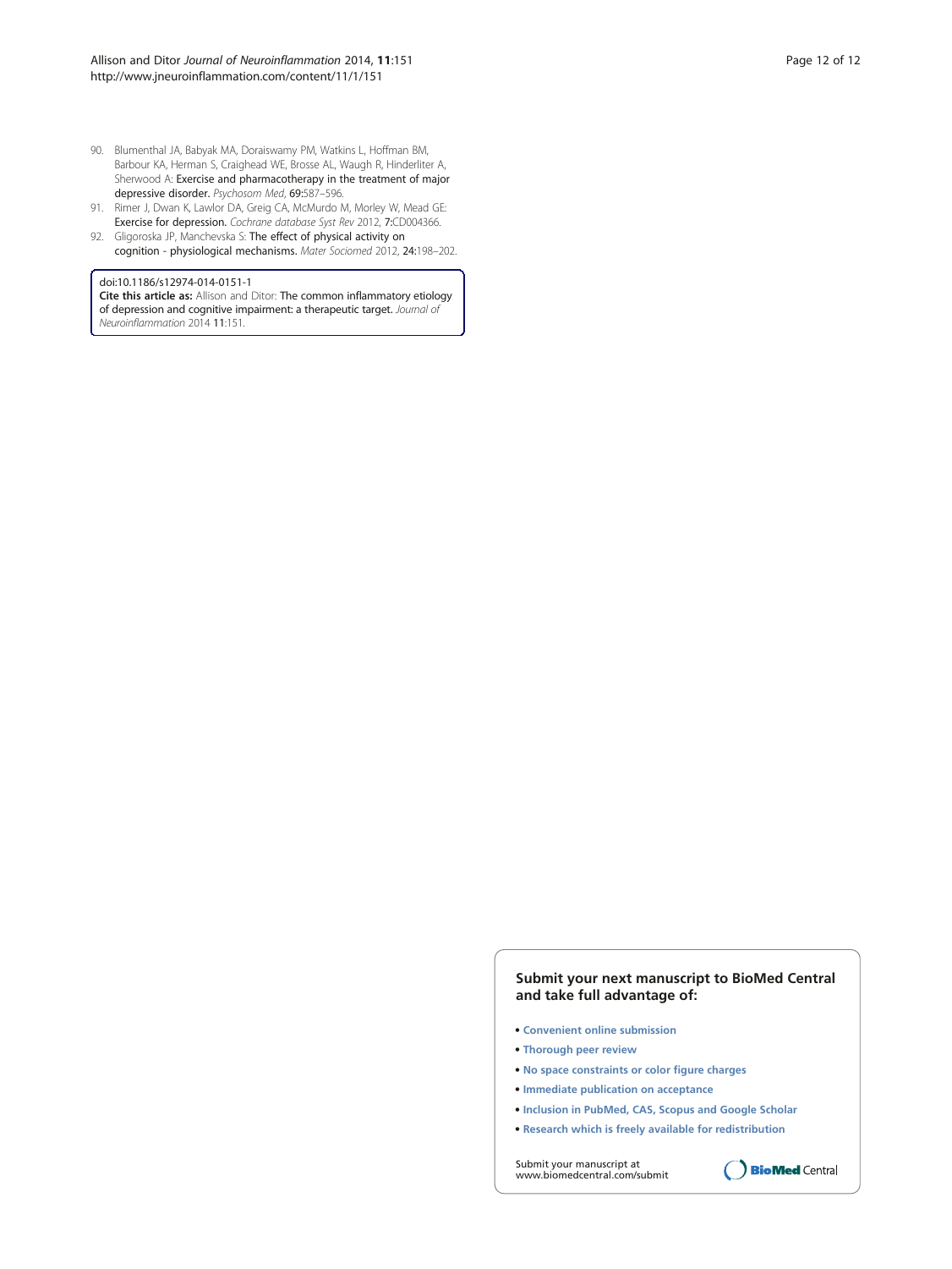90. Blumenthal JA, Babyak MA, Doraiswamy PM, Watkins L, Hoffman BM, Barbour KA, Herman S, Craighead WE, Brosse AL, Waugh R, Hinderliter A, Sherwood A: **Exercise and pharmacotherapy in the treatment of major depressive disorder.** *Psychosom Med*, **69:**587–596.
91. Rimer J, Dwan K, Lawlor DA, Greig CA, McMurdo M, Morley W, Mead GE: **Exercise for depression.** *Cochrane database Syst Rev* 2012, **7:**CD004366.
92. Gligoroska JP, Manchevska S: **The effect of physical activity on cognition - physiological mechanisms.** *Mater Sociomed* 2012, **24:**198–202.

doi:10.1186/s12974-014-0151-1
**Cite this article as:** Allison and Ditor: **The common inflammatory etiology of depression and cognitive impairment: a therapeutic target.** *Journal of Neuroinflammation* 2014 **11**:151.

**Submit your next manuscript to BioMed Central and take full advantage of:**

- **Convenient online submission**
- **Thorough peer review**
- **No space constraints or color figure charges**
- **Immediate publication on acceptance**
- **Inclusion in PubMed, CAS, Scopus and Google Scholar**
- **Research which is freely available for redistribution**

Submit your manuscript at
www.biomedcentral.com/submit

BioMed Central